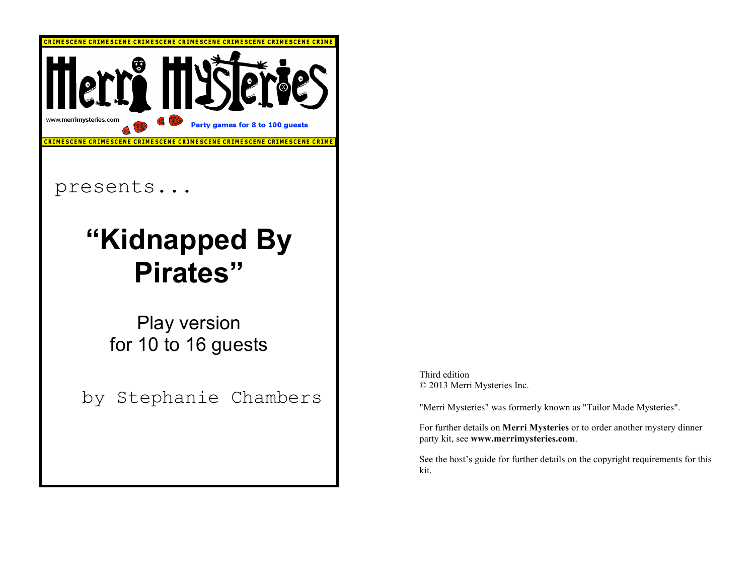CRIMESCENE CRIMESCENE CRIMESCENE CRIMESCENE CRIMESCENE CRIMESCENE CRIME

Merri Mysteries

www.merrimysteries.com

Party games for 8 to 100 guests

CRIMESCENE CRIMESCENE CRIMESCENE CRIMESCENE CRIMESCENE CRIMESCENE CRIME

presents...

# "Kidnapped By Pirates"

## Play version for 10 to 16 guests

by Stephanie Chambers

Third edition
© 2013 Merri Mysteries Inc.

"Merri Mysteries" was formerly known as "Tailor Made Mysteries".

For further details on **Merri Mysteries** or to order another mystery dinner party kit, see **www.merrimysteries.com**.

See the host's guide for further details on the copyright requirements for this kit.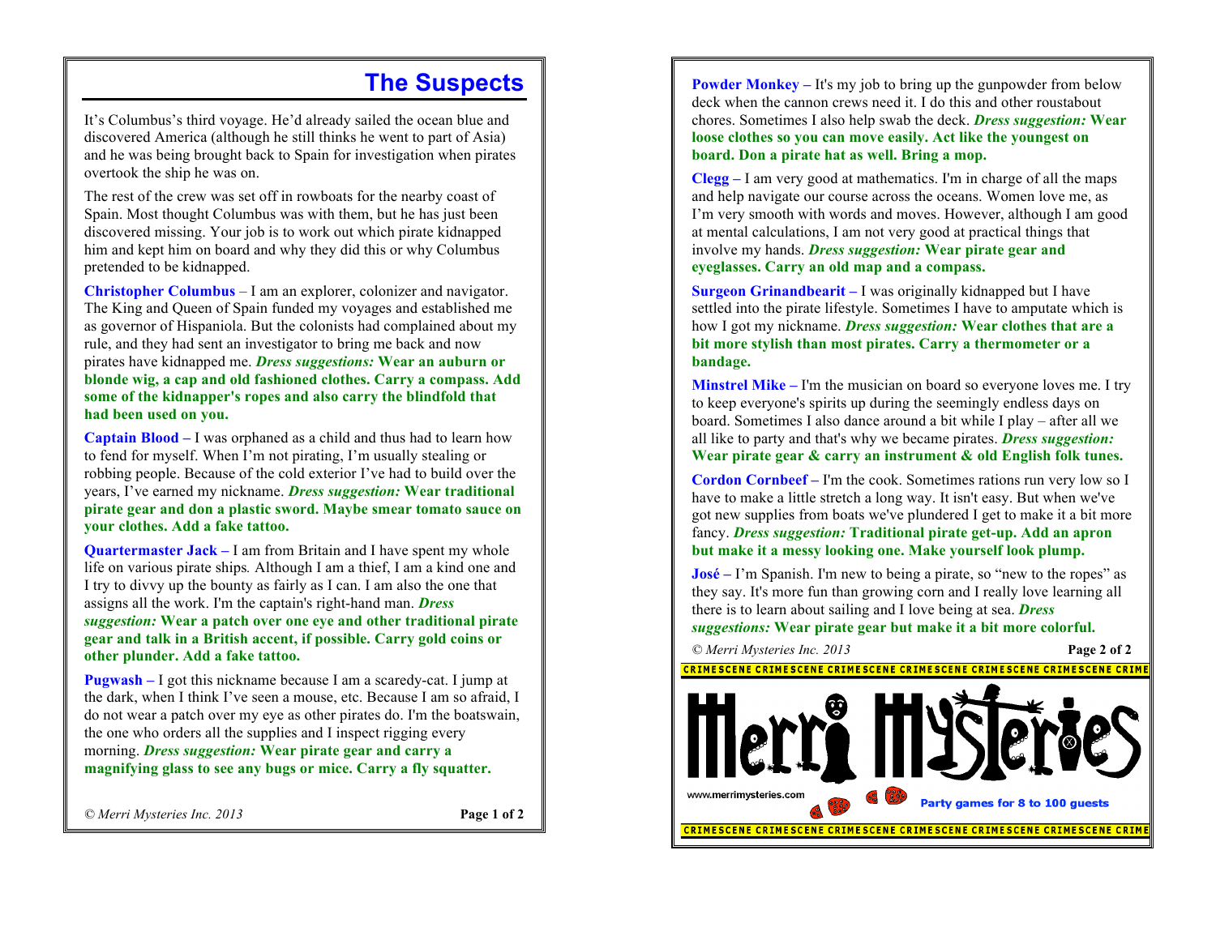# The Suspects

It's Columbus's third voyage. He'd already sailed the ocean blue and discovered America (although he still thinks he went to part of Asia) and he was being brought back to Spain for investigation when pirates overtook the ship he was on.

The rest of the crew was set off in rowboats for the nearby coast of Spain. Most thought Columbus was with them, but he has just been discovered missing. Your job is to work out which pirate kidnapped him and kept him on board and why they did this or why Columbus pretended to be kidnapped.

**Christopher Columbus** – I am an explorer, colonizer and navigator. The King and Queen of Spain funded my voyages and established me as governor of Hispaniola. But the colonists had complained about my rule, and they had sent an investigator to bring me back and now pirates have kidnapped me. ***Dress suggestions:*** **Wear an auburn or blonde wig, a cap and old fashioned clothes. Carry a compass. Add some of the kidnapper's ropes and also carry the blindfold that had been used on you.**

**Captain Blood –** I was orphaned as a child and thus had to learn how to fend for myself. When I'm not pirating, I'm usually stealing or robbing people. Because of the cold exterior I've had to build over the years, I've earned my nickname. ***Dress suggestion:*** **Wear traditional pirate gear and don a plastic sword. Maybe smear tomato sauce on your clothes. Add a fake tattoo.**

**Quartermaster Jack –** I am from Britain and I have spent my whole life on various pirate ships*.* Although I am a thief, I am a kind one and I try to divvy up the bounty as fairly as I can. I am also the one that assigns all the work. I'm the captain's right-hand man. ***Dress suggestion:*** **Wear a patch over one eye and other traditional pirate gear and talk in a British accent, if possible. Carry gold coins or other plunder. Add a fake tattoo.**

**Pugwash –** I got this nickname because I am a scaredy-cat. I jump at the dark, when I think I've seen a mouse, etc. Because I am so afraid, I do not wear a patch over my eye as other pirates do. I'm the boatswain, the one who orders all the supplies and I inspect rigging every morning. ***Dress suggestion:*** **Wear pirate gear and carry a magnifying glass to see any bugs or mice. Carry a fly squatter.**

**Powder Monkey –** It's my job to bring up the gunpowder from below deck when the cannon crews need it. I do this and other roustabout chores. Sometimes I also help swab the deck. ***Dress suggestion:*** **Wear loose clothes so you can move easily. Act like the youngest on board. Don a pirate hat as well. Bring a mop.**

**Clegg –** I am very good at mathematics. I'm in charge of all the maps and help navigate our course across the oceans. Women love me, as I'm very smooth with words and moves. However, although I am good at mental calculations, I am not very good at practical things that involve my hands. ***Dress suggestion:*** **Wear pirate gear and eyeglasses. Carry an old map and a compass.**

**Surgeon Grinandbearit –** I was originally kidnapped but I have settled into the pirate lifestyle. Sometimes I have to amputate which is how I got my nickname. ***Dress suggestion:*** **Wear clothes that are a bit more stylish than most pirates. Carry a thermometer or a bandage.**

**Minstrel Mike –** I'm the musician on board so everyone loves me. I try to keep everyone's spirits up during the seemingly endless days on board. Sometimes I also dance around a bit while I play – after all we all like to party and that's why we became pirates. ***Dress suggestion:*** **Wear pirate gear & carry an instrument & old English folk tunes.**

**Cordon Cornbeef –** I'm the cook. Sometimes rations run very low so I have to make a little stretch a long way. It isn't easy. But when we've got new supplies from boats we've plundered I get to make it a bit more fancy. ***Dress suggestion:*** **Traditional pirate get-up. Add an apron but make it a messy looking one. Make yourself look plump.**

**José –** I'm Spanish. I'm new to being a pirate, so "new to the ropes" as they say. It's more fun than growing corn and I really love learning all there is to learn about sailing and I love being at sea. ***Dress suggestions:*** **Wear pirate gear but make it a bit more colorful.**

*© Merri Mysteries Inc. 2013*

Merri Mysteries

www.merrimysteries.com

Party games for 8 to 100 guests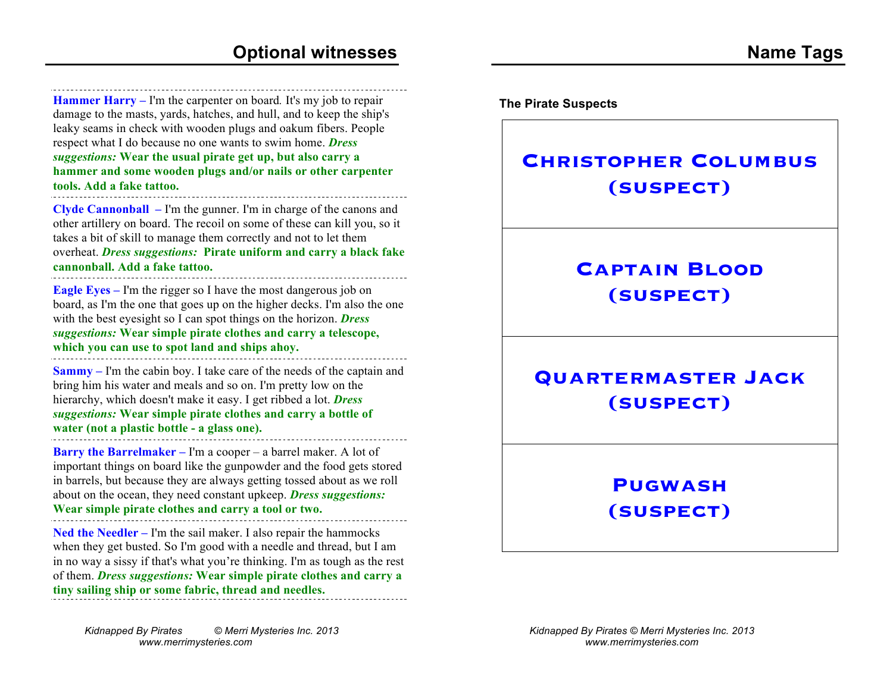## Optional witnesses

**Hammer Harry –** I'm the carpenter on board. It's my job to repair damage to the masts, yards, hatches, and hull, and to keep the ship's leaky seams in check with wooden plugs and oakum fibers. People respect what I do because no one wants to swim home. ***Dress suggestions:*** **Wear the usual pirate get up, but also carry a hammer and some wooden plugs and/or nails or other carpenter tools. Add a fake tattoo.**

**Clyde Cannonball –** I'm the gunner. I'm in charge of the canons and other artillery on board. The recoil on some of these can kill you, so it takes a bit of skill to manage them correctly and not to let them overheat. ***Dress suggestions:*** **Pirate uniform and carry a black fake cannonball. Add a fake tattoo.**

**Eagle Eyes –** I'm the rigger so I have the most dangerous job on board, as I'm the one that goes up on the higher decks. I'm also the one with the best eyesight so I can spot things on the horizon. ***Dress suggestions:*** **Wear simple pirate clothes and carry a telescope, which you can use to spot land and ships ahoy.**

**Sammy –** I'm the cabin boy. I take care of the needs of the captain and bring him his water and meals and so on. I'm pretty low on the hierarchy, which doesn't make it easy. I get ribbed a lot. ***Dress suggestions:*** **Wear simple pirate clothes and carry a bottle of water (not a plastic bottle - a glass one).**

**Barry the Barrelmaker –** I'm a cooper – a barrel maker. A lot of important things on board like the gunpowder and the food gets stored in barrels, but because they are always getting tossed about as we roll about on the ocean, they need constant upkeep. ***Dress suggestions:*** **Wear simple pirate clothes and carry a tool or two.**

**Ned the Needler –** I'm the sail maker. I also repair the hammocks when they get busted. So I'm good with a needle and thread, but I am in no way a sissy if that's what you're thinking. I'm as tough as the rest of them. ***Dress suggestions:*** **Wear simple pirate clothes and carry a tiny sailing ship or some fabric, thread and needles.**

## Name Tags

**The Pirate Suspects**

| |
|---|
| **CHRISTOPHER COLUMBUS (SUSPECT)** |
| **CAPTAIN BLOOD (SUSPECT)** |
| **QUARTERMASTER JACK (SUSPECT)** |
| **PUGWASH (SUSPECT)** |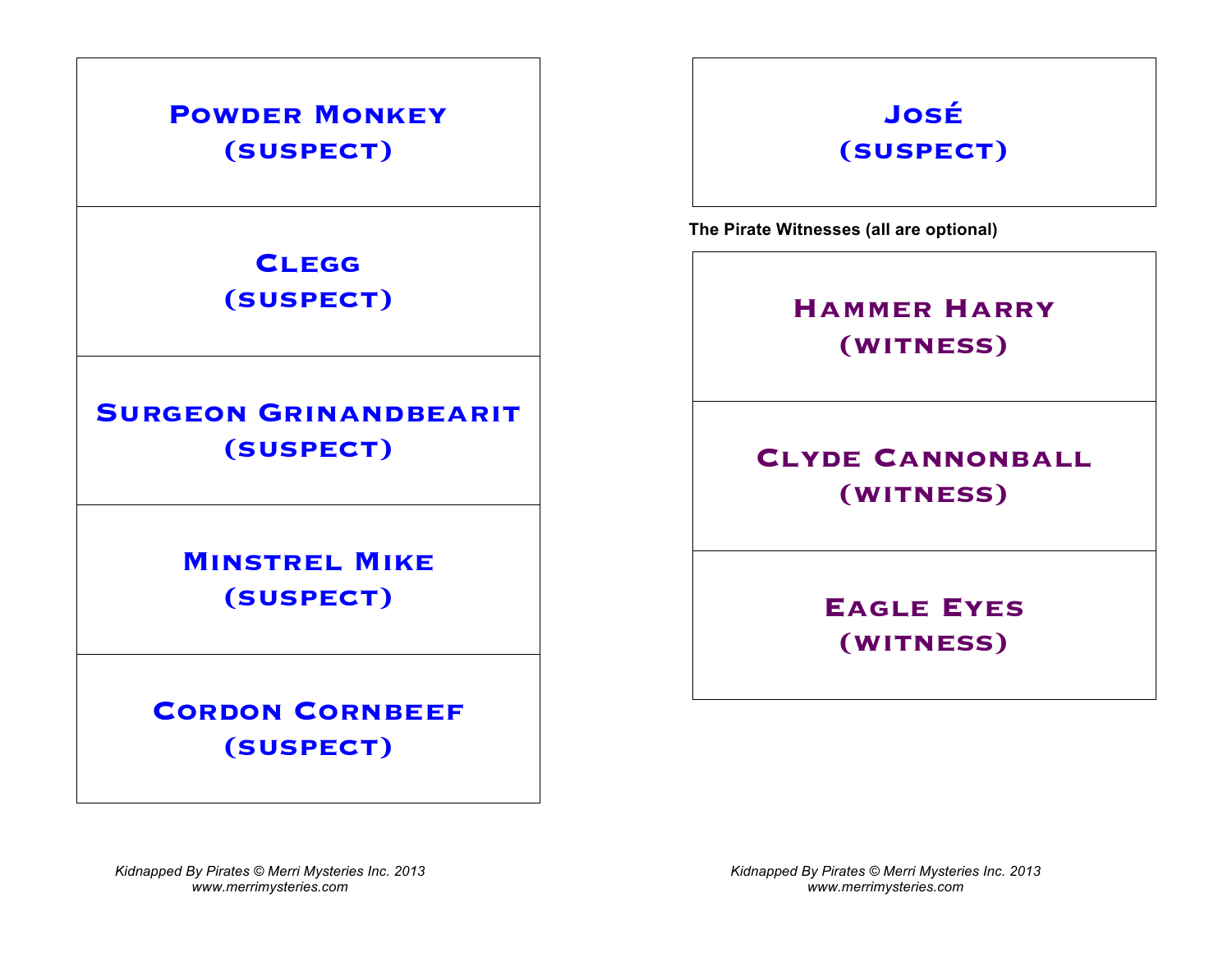**Powder Monkey**
**(suspect)**

**Clegg**
**(suspect)**

**Surgeon Grinandbearit**
**(suspect)**

**Minstrel Mike**
**(suspect)**

**Cordon Cornbeef**
**(suspect)**

**José**
**(suspect)**

**The Pirate Witnesses (all are optional)**

**Hammer Harry**
**(witness)**

**Clyde Cannonball**
**(witness)**

**Eagle Eyes**
**(witness)**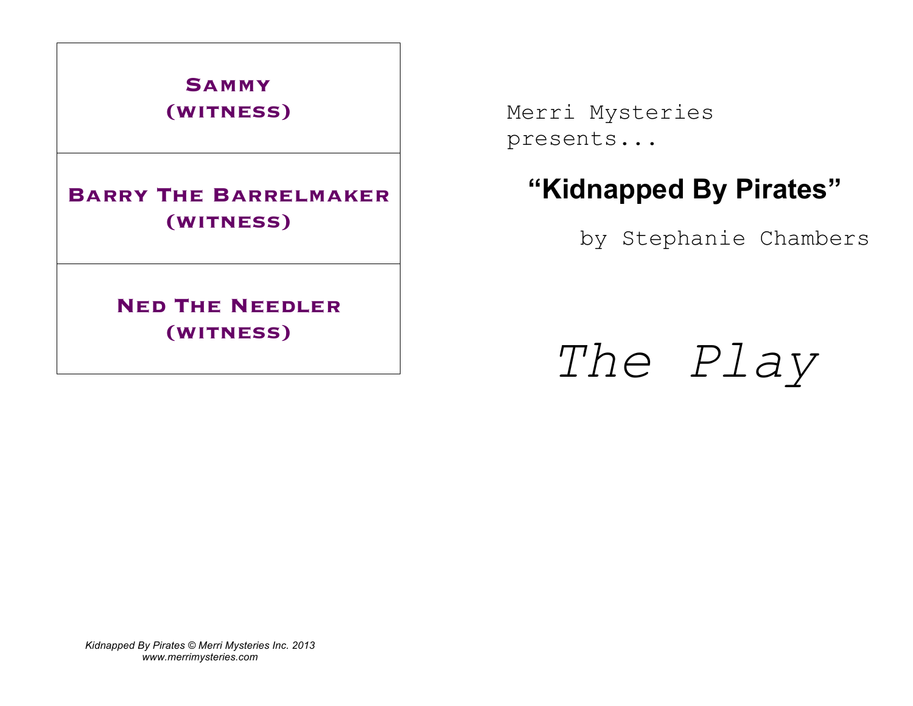| **Sammy (witness)** |
| --- |
| **Barry The Barrelmaker (witness)** |
| **Ned The Needler (witness)** |

*Kidnapped By Pirates © Merri Mysteries Inc. 2013*
*www.merrimysteries.com*

Merri Mysteries presents...

# "Kidnapped By Pirates"

by Stephanie Chambers

# *The Play*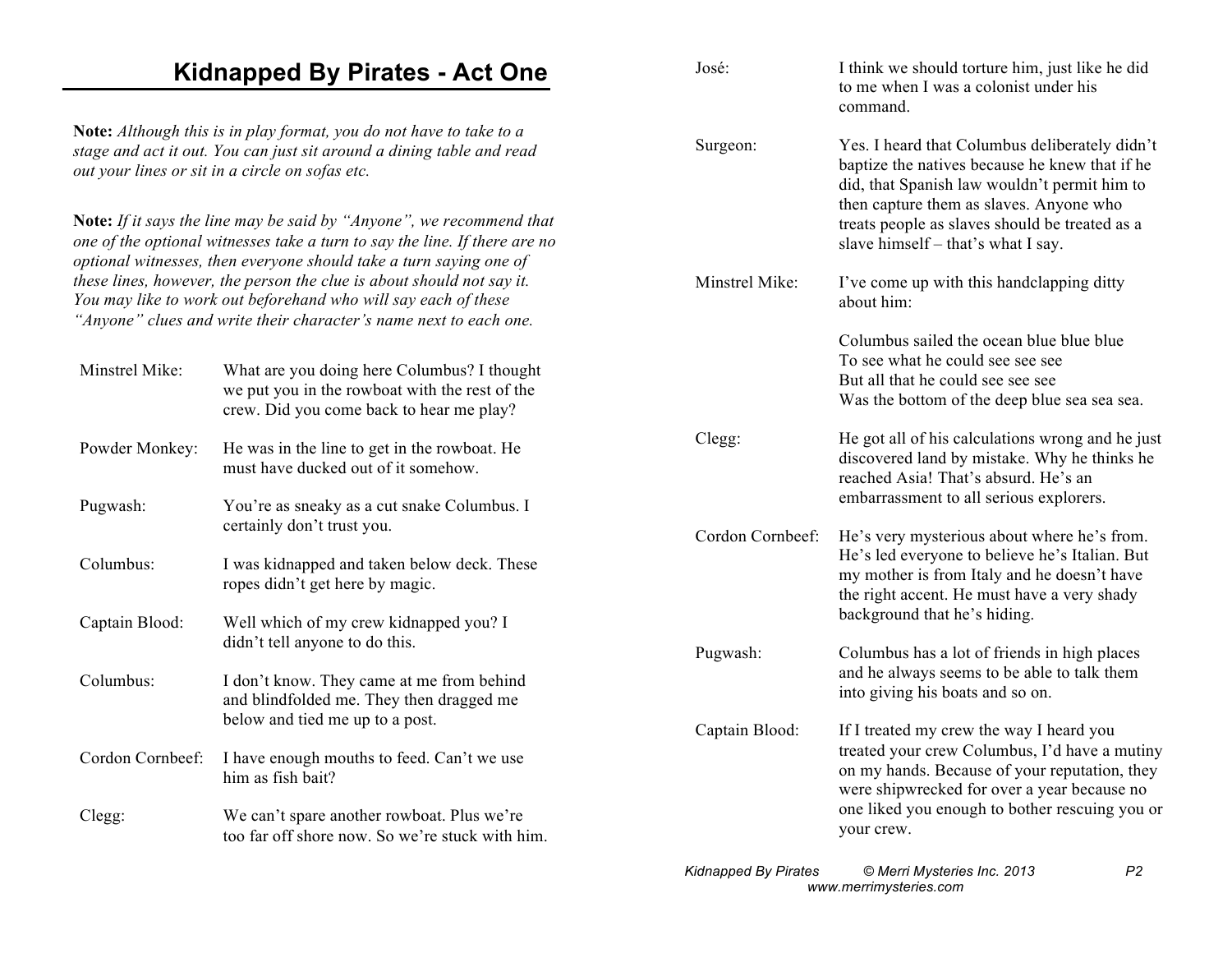# Kidnapped By Pirates - Act One

**Note:** *Although this is in play format, you do not have to take to a stage and act it out. You can just sit around a dining table and read out your lines or sit in a circle on sofas etc.*

**Note:** *If it says the line may be said by "Anyone", we recommend that one of the optional witnesses take a turn to say the line. If there are no optional witnesses, then everyone should take a turn saying one of these lines, however, the person the clue is about should not say it. You may like to work out beforehand who will say each of these "Anyone" clues and write their character's name next to each one.*

| | |
|---|---|
| Minstrel Mike: | What are you doing here Columbus? I thought we put you in the rowboat with the rest of the crew. Did you come back to hear me play? |
| Powder Monkey: | He was in the line to get in the rowboat. He must have ducked out of it somehow. |
| Pugwash: | You're as sneaky as a cut snake Columbus. I certainly don't trust you. |
| Columbus: | I was kidnapped and taken below deck. These ropes didn't get here by magic. |
| Captain Blood: | Well which of my crew kidnapped you? I didn't tell anyone to do this. |
| Columbus: | I don't know. They came at me from behind and blindfolded me. They then dragged me below and tied me up to a post. |
| Cordon Cornbeef: | I have enough mouths to feed. Can't we use him as fish bait? |
| Clegg: | We can't spare another rowboat. Plus we're too far off shore now. So we're stuck with him. |
| José: | I think we should torture him, just like he did to me when I was a colonist under his command. |
| Surgeon: | Yes. I heard that Columbus deliberately didn't baptize the natives because he knew that if he did, that Spanish law wouldn't permit him to then capture them as slaves. Anyone who treats people as slaves should be treated as a slave himself – that's what I say. |
| Minstrel Mike: | I've come up with this handclapping ditty about him:<br><br>Columbus sailed the ocean blue blue blue<br>To see what he could see see see<br>But all that he could see see see<br>Was the bottom of the deep blue sea sea sea. |
| Clegg: | He got all of his calculations wrong and he just discovered land by mistake. Why he thinks he reached Asia! That's absurd. He's an embarrassment to all serious explorers. |
| Cordon Cornbeef: | He's very mysterious about where he's from. He's led everyone to believe he's Italian. But my mother is from Italy and he doesn't have the right accent. He must have a very shady background that he's hiding. |
| Pugwash: | Columbus has a lot of friends in high places and he always seems to be able to talk them into giving his boats and so on. |
| Captain Blood: | If I treated my crew the way I heard you treated your crew Columbus, I'd have a mutiny on my hands. Because of your reputation, they were shipwrecked for over a year because no one liked you enough to bother rescuing you or your crew. |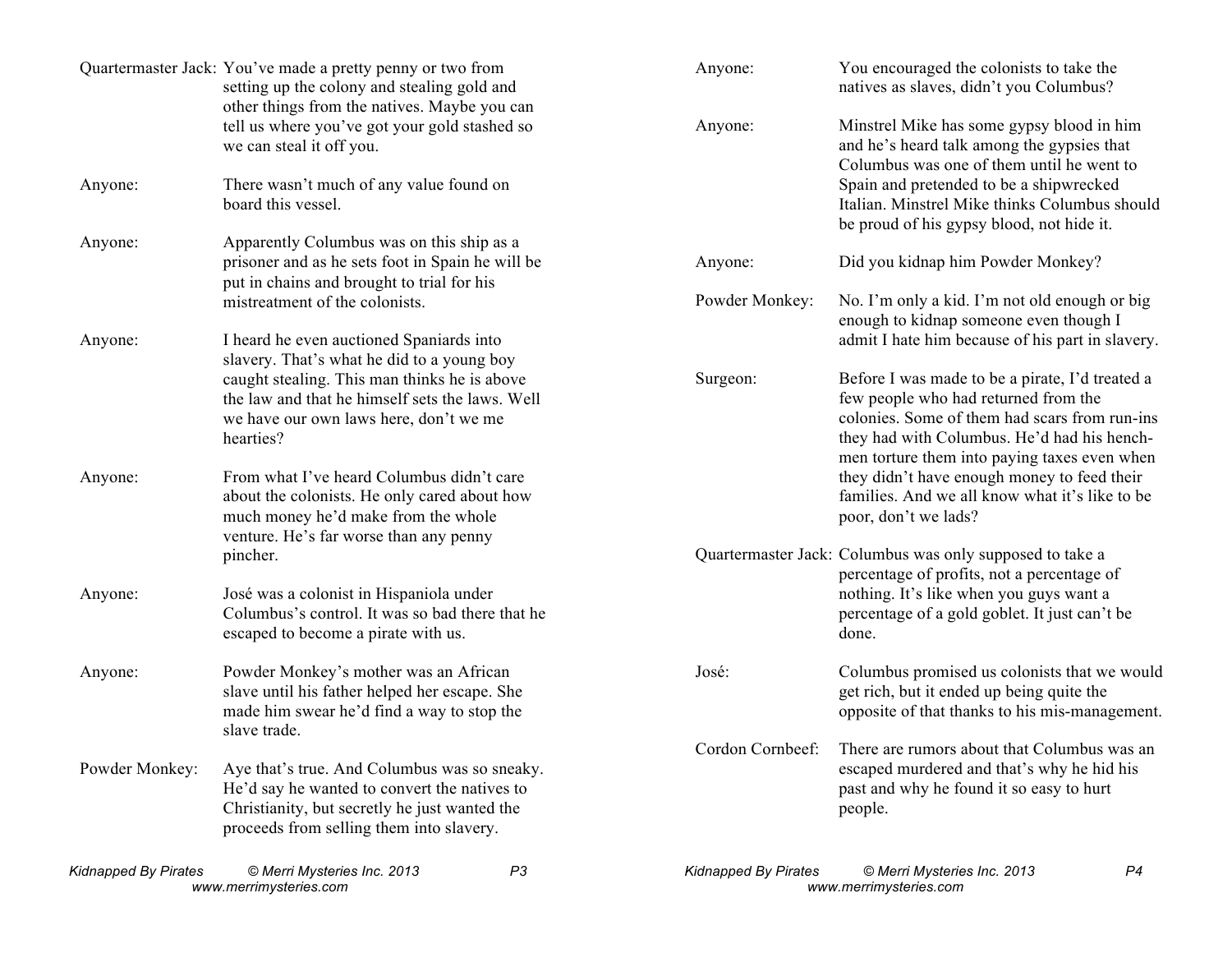**Quartermaster Jack:** You've made a pretty penny or two from setting up the colony and stealing gold and other things from the natives. Maybe you can tell us where you've got your gold stashed so we can steal it off you.

**Anyone:** There wasn't much of any value found on board this vessel.

**Anyone:** Apparently Columbus was on this ship as a prisoner and as he sets foot in Spain he will be put in chains and brought to trial for his mistreatment of the colonists.

**Anyone:** I heard he even auctioned Spaniards into slavery. That's what he did to a young boy caught stealing. This man thinks he is above the law and that he himself sets the laws. Well we have our own laws here, don't we me hearties?

**Anyone:** From what I've heard Columbus didn't care about the colonists. He only cared about how much money he'd make from the whole venture. He's far worse than any penny pincher.

**Anyone:** José was a colonist in Hispaniola under Columbus's control. It was so bad there that he escaped to become a pirate with us.

**Anyone:** Powder Monkey's mother was an African slave until his father helped her escape. She made him swear he'd find a way to stop the slave trade.

**Powder Monkey:** Aye that's true. And Columbus was so sneaky. He'd say he wanted to convert the natives to Christianity, but secretly he just wanted the proceeds from selling them into slavery.

**Anyone:** You encouraged the colonists to take the natives as slaves, didn't you Columbus?

**Anyone:** Minstrel Mike has some gypsy blood in him and he's heard talk among the gypsies that Columbus was one of them until he went to Spain and pretended to be a shipwrecked Italian. Minstrel Mike thinks Columbus should be proud of his gypsy blood, not hide it.

**Anyone:** Did you kidnap him Powder Monkey?

**Powder Monkey:** No. I'm only a kid. I'm not old enough or big enough to kidnap someone even though I admit I hate him because of his part in slavery.

**Surgeon:** Before I was made to be a pirate, I'd treated a few people who had returned from the colonies. Some of them had scars from run-ins they had with Columbus. He'd had his hench-men torture them into paying taxes even when they didn't have enough money to feed their families. And we all know what it's like to be poor, don't we lads?

**Quartermaster Jack:** Columbus was only supposed to take a percentage of profits, not a percentage of nothing. It's like when you guys want a percentage of a gold goblet. It just can't be done.

**José:** Columbus promised us colonists that we would get rich, but it ended up being quite the opposite of that thanks to his mis-management.

**Cordon Cornbeef:** There are rumors about that Columbus was an escaped murdered and that's why he hid his past and why he found it so easy to hurt people.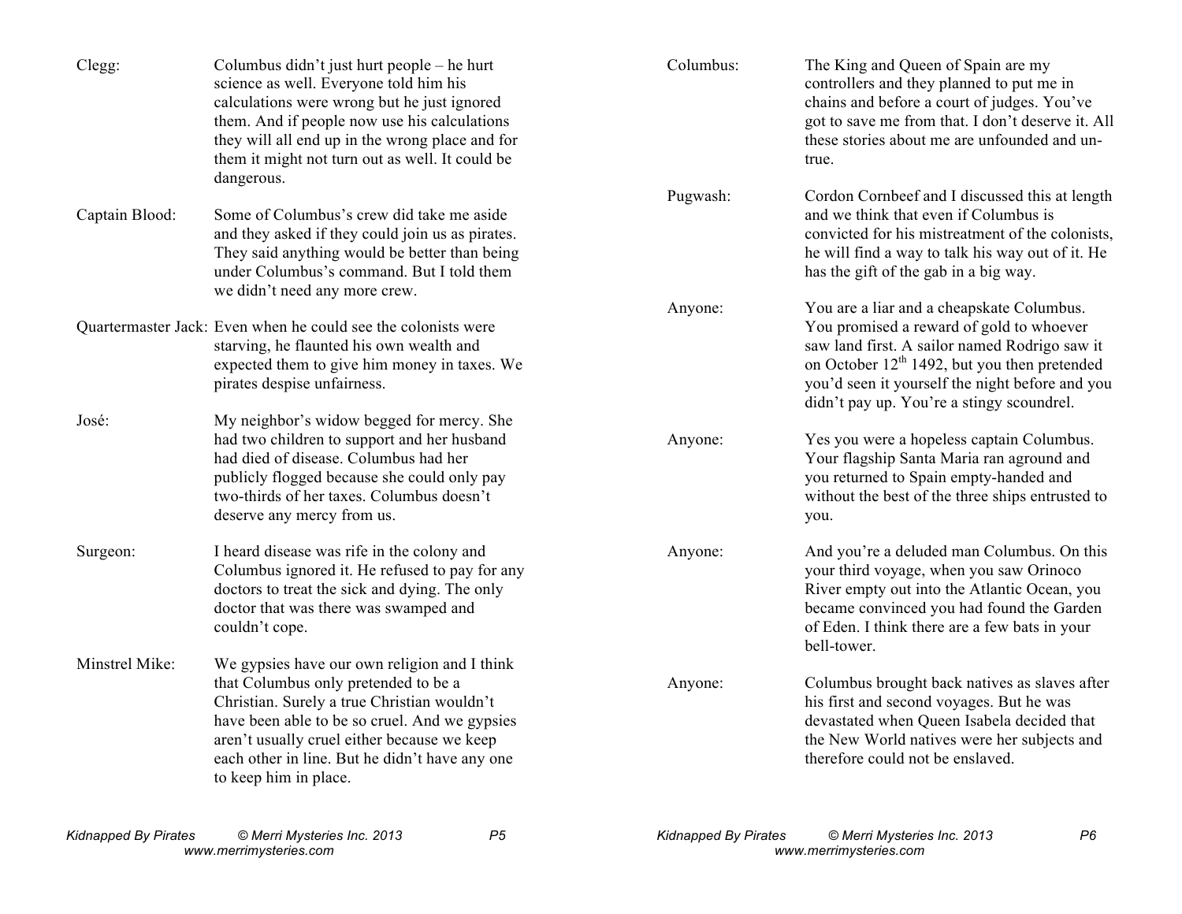**Clegg:** Columbus didn't just hurt people – he hurt science as well. Everyone told him his calculations were wrong but he just ignored them. And if people now use his calculations they will all end up in the wrong place and for them it might not turn out as well. It could be dangerous.

**Captain Blood:** Some of Columbus's crew did take me aside and they asked if they could join us as pirates. They said anything would be better than being under Columbus's command. But I told them we didn't need any more crew.

**Quartermaster Jack:** Even when he could see the colonists were starving, he flaunted his own wealth and expected them to give him money in taxes. We pirates despise unfairness.

**José:** My neighbor's widow begged for mercy. She had two children to support and her husband had died of disease. Columbus had her publicly flogged because she could only pay two-thirds of her taxes. Columbus doesn't deserve any mercy from us.

**Surgeon:** I heard disease was rife in the colony and Columbus ignored it. He refused to pay for any doctors to treat the sick and dying. The only doctor that was there was swamped and couldn't cope.

**Minstrel Mike:** We gypsies have our own religion and I think that Columbus only pretended to be a Christian. Surely a true Christian wouldn't have been able to be so cruel. And we gypsies aren't usually cruel either because we keep each other in line. But he didn't have any one to keep him in place.

**Columbus:** The King and Queen of Spain are my controllers and they planned to put me in chains and before a court of judges. You've got to save me from that. I don't deserve it. All these stories about me are unfounded and un-true.

**Pugwash:** Cordon Cornbeef and I discussed this at length and we think that even if Columbus is convicted for his mistreatment of the colonists, he will find a way to talk his way out of it. He has the gift of the gab in a big way.

**Anyone:** You are a liar and a cheapskate Columbus. You promised a reward of gold to whoever saw land first. A sailor named Rodrigo saw it on October 12th 1492, but you then pretended you'd seen it yourself the night before and you didn't pay up. You're a stingy scoundrel.

**Anyone:** Yes you were a hopeless captain Columbus. Your flagship Santa Maria ran aground and you returned to Spain empty-handed and without the best of the three ships entrusted to you.

**Anyone:** And you're a deluded man Columbus. On this your third voyage, when you saw Orinoco River empty out into the Atlantic Ocean, you became convinced you had found the Garden of Eden. I think there are a few bats in your bell-tower.

**Anyone:** Columbus brought back natives as slaves after his first and second voyages. But he was devastated when Queen Isabela decided that the New World natives were her subjects and therefore could not be enslaved.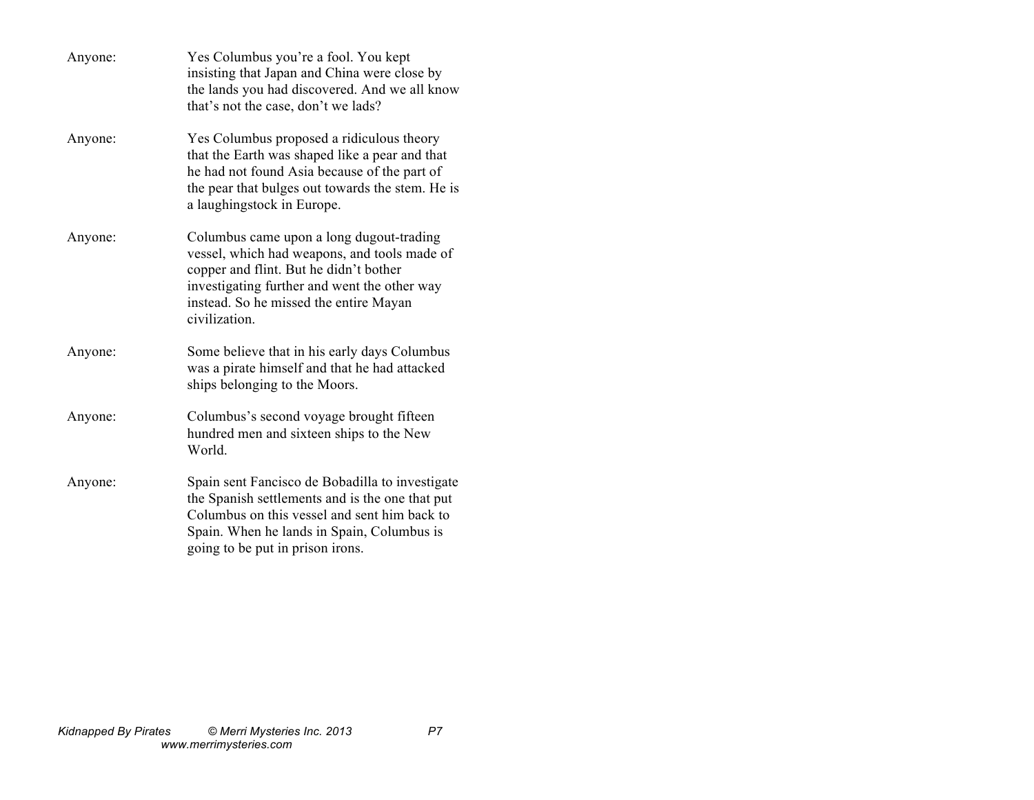Anyone: Yes Columbus you're a fool. You kept insisting that Japan and China were close by the lands you had discovered. And we all know that's not the case, don't we lads?

Anyone: Yes Columbus proposed a ridiculous theory that the Earth was shaped like a pear and that he had not found Asia because of the part of the pear that bulges out towards the stem. He is a laughingstock in Europe.

Anyone: Columbus came upon a long dugout-trading vessel, which had weapons, and tools made of copper and flint. But he didn't bother investigating further and went the other way instead. So he missed the entire Mayan civilization.

Anyone: Some believe that in his early days Columbus was a pirate himself and that he had attacked ships belonging to the Moors.

Anyone: Columbus's second voyage brought fifteen hundred men and sixteen ships to the New World.

Anyone: Spain sent Fancisco de Bobadilla to investigate the Spanish settlements and is the one that put Columbus on this vessel and sent him back to Spain. When he lands in Spain, Columbus is going to be put in prison irons.